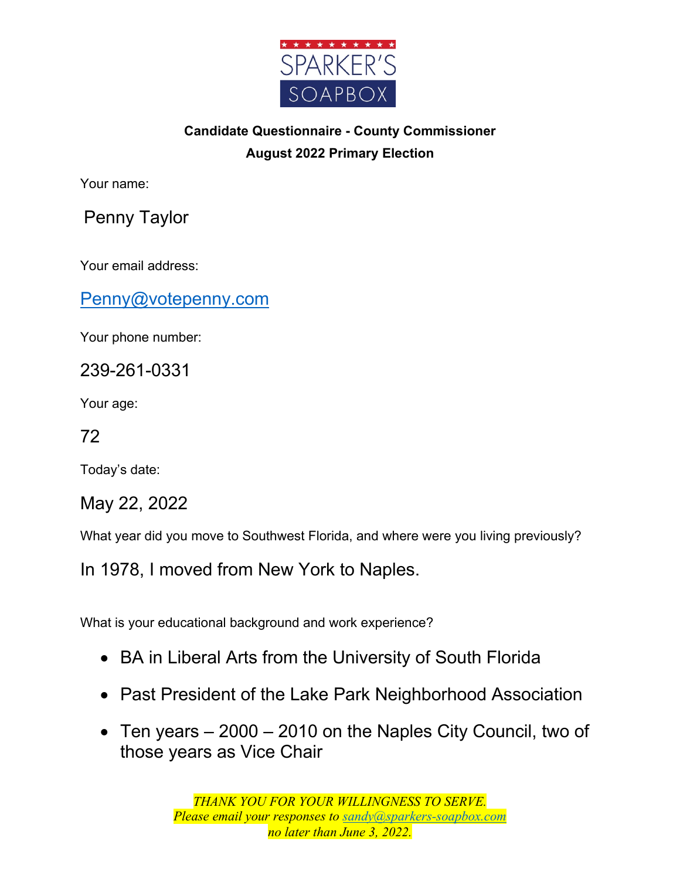SPARKER'S SOAPBOX

**Candidate Questionnaire - County Commissioner**
**August 2022 Primary Election**

Your name:

Penny Taylor

Your email address:

Penny@votepenny.com

Your phone number:

239-261-0331

Your age:

72

Today's date:

May 22, 2022

What year did you move to Southwest Florida, and where were you living previously?

In 1978, I moved from New York to Naples.

What is your educational background and work experience?

- BA in Liberal Arts from the University of South Florida
- Past President of the Lake Park Neighborhood Association
- Ten years – 2000 – 2010 on the Naples City Council, two of those years as Vice Chair

*THANK YOU FOR YOUR WILLINGNESS TO SERVE.*
*Please email your responses to sandy@sparkers-soapbox.com*
*no later than June 3, 2022.*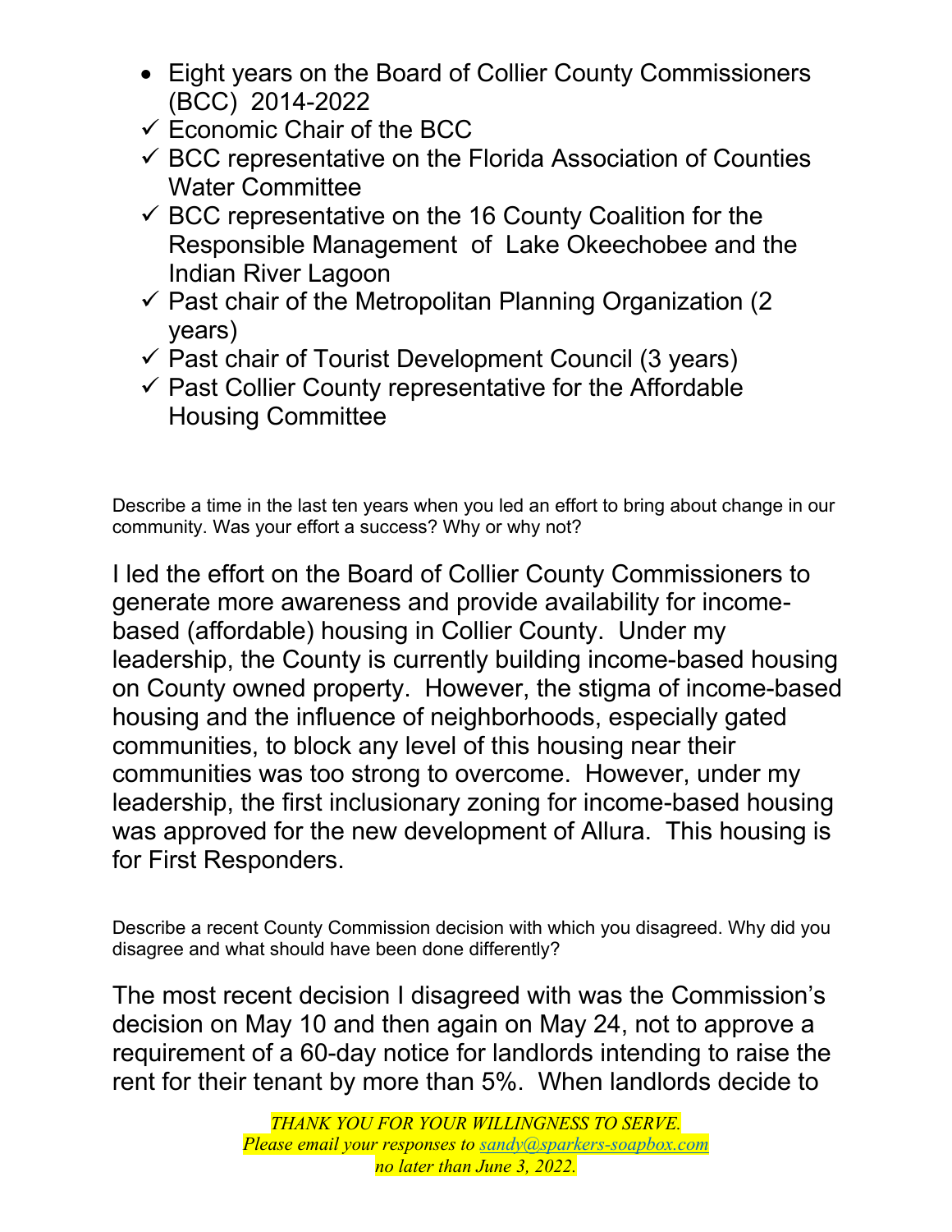- Eight years on the Board of Collier County Commissioners (BCC) 2014-2022
  - ✓ Economic Chair of the BCC
  - ✓ BCC representative on the Florida Association of Counties Water Committee
  - ✓ BCC representative on the 16 County Coalition for the Responsible Management of Lake Okeechobee and the Indian River Lagoon
  - ✓ Past chair of the Metropolitan Planning Organization (2 years)
  - ✓ Past chair of Tourist Development Council (3 years)
  - ✓ Past Collier County representative for the Affordable Housing Committee

Describe a time in the last ten years when you led an effort to bring about change in our community. Was your effort a success? Why or why not?

I led the effort on the Board of Collier County Commissioners to generate more awareness and provide availability for income-based (affordable) housing in Collier County. Under my leadership, the County is currently building income-based housing on County owned property. However, the stigma of income-based housing and the influence of neighborhoods, especially gated communities, to block any level of this housing near their communities was too strong to overcome. However, under my leadership, the first inclusionary zoning for income-based housing was approved for the new development of Allura. This housing is for First Responders.

Describe a recent County Commission decision with which you disagreed. Why did you disagree and what should have been done differently?

The most recent decision I disagreed with was the Commission's decision on May 10 and then again on May 24, not to approve a requirement of a 60-day notice for landlords intending to raise the rent for their tenant by more than 5%. When landlords decide to

*THANK YOU FOR YOUR WILLINGNESS TO SERVE.*
*Please email your responses to sandy@sparkers-soapbox.com*
*no later than June 3, 2022.*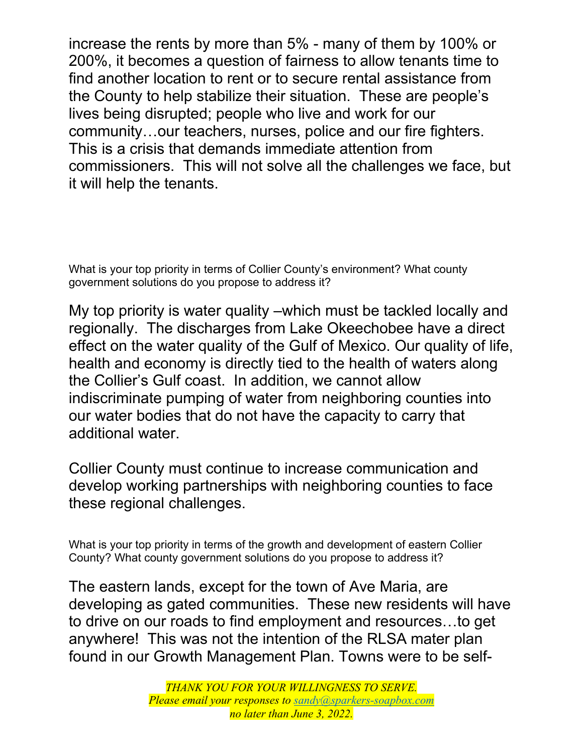increase the rents by more than 5% - many of them by 100% or 200%, it becomes a question of fairness to allow tenants time to find another location to rent or to secure rental assistance from the County to help stabilize their situation. These are people's lives being disrupted; people who live and work for our community…our teachers, nurses, police and our fire fighters. This is a crisis that demands immediate attention from commissioners. This will not solve all the challenges we face, but it will help the tenants.

What is your top priority in terms of Collier County's environment? What county government solutions do you propose to address it?

My top priority is water quality –which must be tackled locally and regionally. The discharges from Lake Okeechobee have a direct effect on the water quality of the Gulf of Mexico. Our quality of life, health and economy is directly tied to the health of waters along the Collier's Gulf coast. In addition, we cannot allow indiscriminate pumping of water from neighboring counties into our water bodies that do not have the capacity to carry that additional water.

Collier County must continue to increase communication and develop working partnerships with neighboring counties to face these regional challenges.

What is your top priority in terms of the growth and development of eastern Collier County? What county government solutions do you propose to address it?

The eastern lands, except for the town of Ave Maria, are developing as gated communities. These new residents will have to drive on our roads to find employment and resources…to get anywhere! This was not the intention of the RLSA mater plan found in our Growth Management Plan. Towns were to be self-

*THANK YOU FOR YOUR WILLINGNESS TO SERVE.*
*Please email your responses to [sandy@sparkers-soapbox.com](mailto:sandy@sparkers-soapbox.com)*
*no later than June 3, 2022.*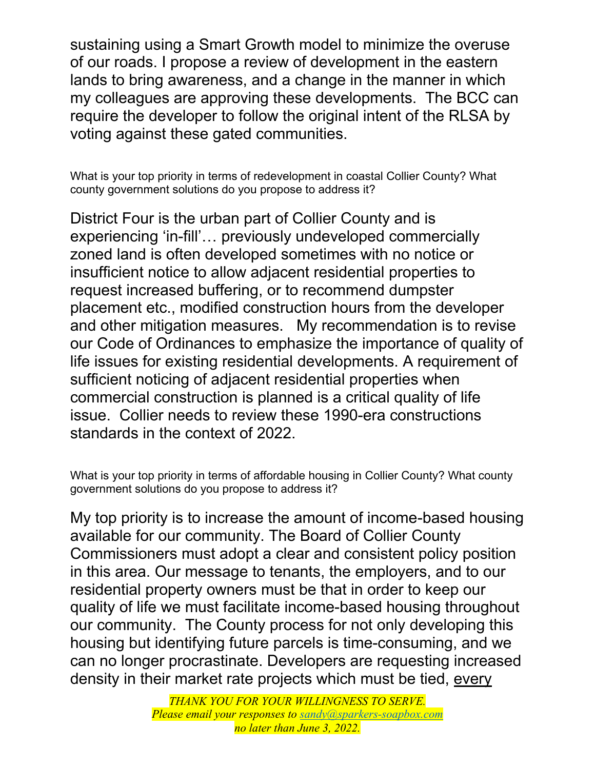sustaining using a Smart Growth model to minimize the overuse of our roads. I propose a review of development in the eastern lands to bring awareness, and a change in the manner in which my colleagues are approving these developments. The BCC can require the developer to follow the original intent of the RLSA by voting against these gated communities.

What is your top priority in terms of redevelopment in coastal Collier County? What county government solutions do you propose to address it?

District Four is the urban part of Collier County and is experiencing 'in-fill'… previously undeveloped commercially zoned land is often developed sometimes with no notice or insufficient notice to allow adjacent residential properties to request increased buffering, or to recommend dumpster placement etc., modified construction hours from the developer and other mitigation measures. My recommendation is to revise our Code of Ordinances to emphasize the importance of quality of life issues for existing residential developments. A requirement of sufficient noticing of adjacent residential properties when commercial construction is planned is a critical quality of life issue. Collier needs to review these 1990-era constructions standards in the context of 2022.

What is your top priority in terms of affordable housing in Collier County? What county government solutions do you propose to address it?

My top priority is to increase the amount of income-based housing available for our community. The Board of Collier County Commissioners must adopt a clear and consistent policy position in this area. Our message to tenants, the employers, and to our residential property owners must be that in order to keep our quality of life we must facilitate income-based housing throughout our community. The County process for not only developing this housing but identifying future parcels is time-consuming, and we can no longer procrastinate. Developers are requesting increased density in their market rate projects which must be tied, <u>every</u>

*THANK YOU FOR YOUR WILLINGNESS TO SERVE.*
*Please email your responses to sandy@sparkers-soapbox.com*
*no later than June 3, 2022.*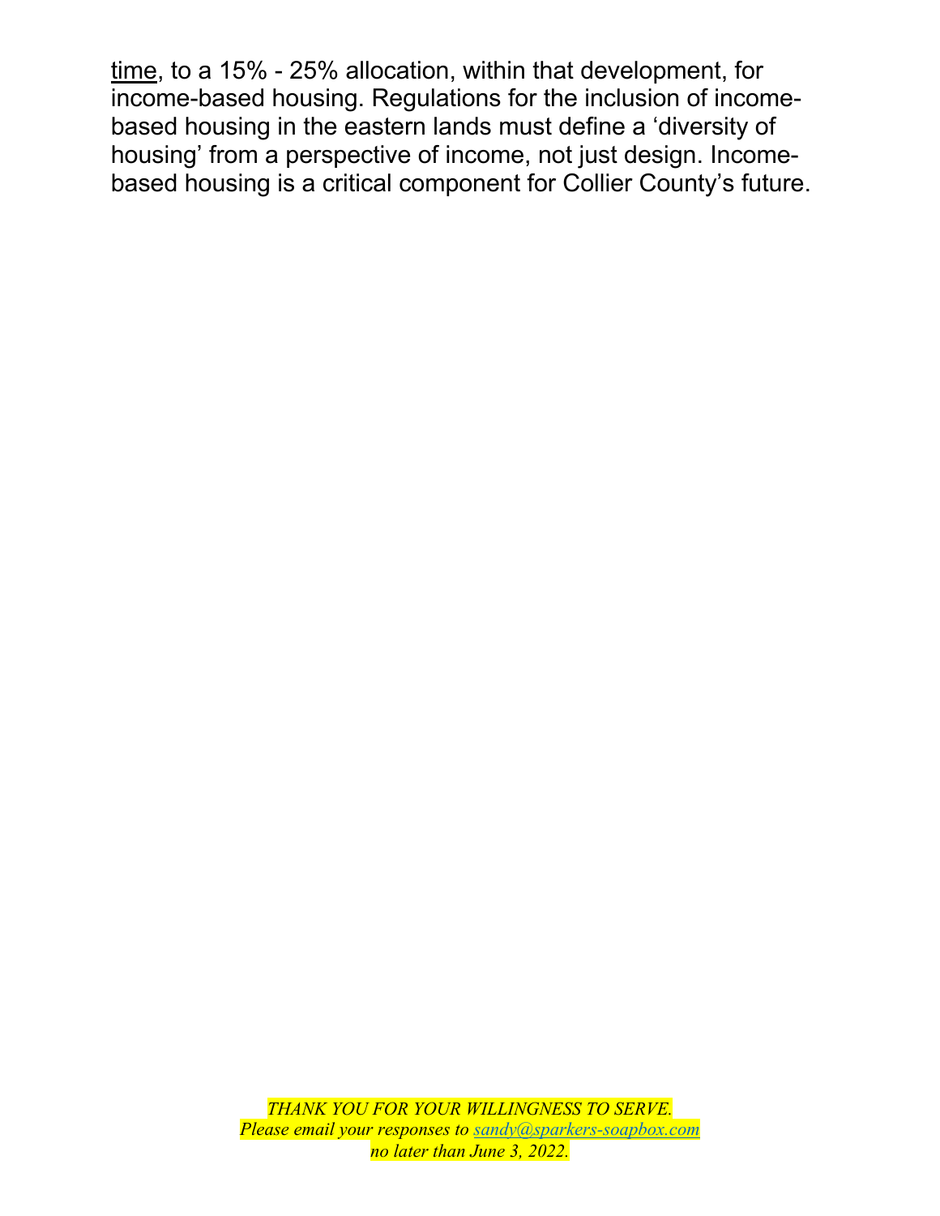<u>time</u>, to a 15% - 25% allocation, within that development, for income-based housing. Regulations for the inclusion of income-based housing in the eastern lands must define a 'diversity of housing' from a perspective of income, not just design. Income-based housing is a critical component for Collier County's future.

*THANK YOU FOR YOUR WILLINGNESS TO SERVE.*
*Please email your responses to sandy@sparkers-soapbox.com*
*no later than June 3, 2022.*